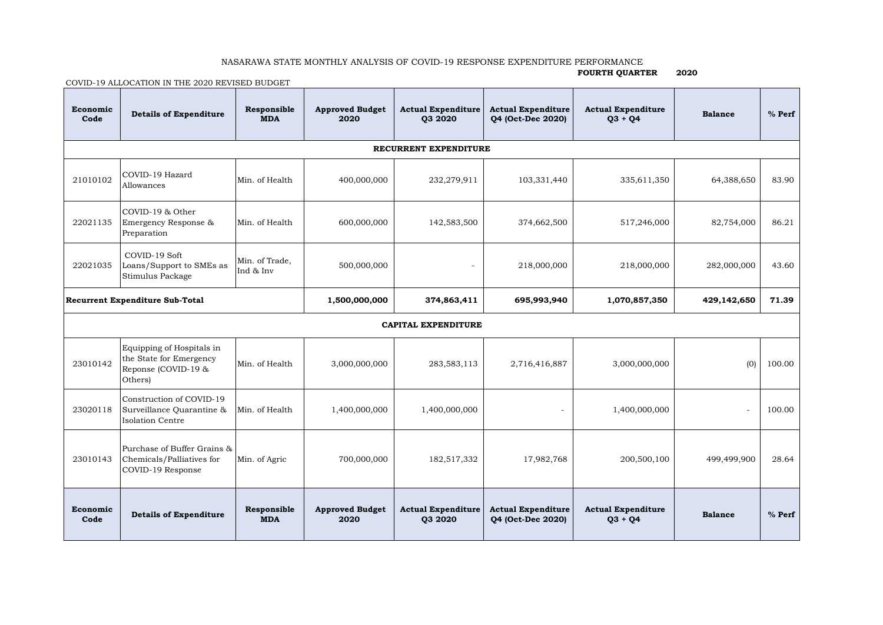NASARAWA STATE MONTHLY ANALYSIS OF COVID-19 RESPONSE EXPENDITURE PERFORMANCE

**FOURTH QUARTER 2020**

COVID-19 ALLOCATION IN THE 2020 REVISED BUDGET

| Economic Code | Details of Expenditure | Responsible MDA | Approved Budget 2020 | Actual Expenditure Q3 2020 | Actual Expenditure Q4 (Oct-Dec 2020) | Actual Expenditure Q3 + Q4 | Balance | % Perf |
|---|---|---|---|---|---|---|---|---|
| **RECURRENT EXPENDITURE** | | | | | | | | |
| 21010102 | COVID-19 Hazard Allowances | Min. of Health | 400,000,000 | 232,279,911 | 103,331,440 | 335,611,350 | 64,388,650 | 83.90 |
| 22021135 | COVID-19 & Other Emergency Response & Preparation | Min. of Health | 600,000,000 | 142,583,500 | 374,662,500 | 517,246,000 | 82,754,000 | 86.21 |
| 22021035 | COVID-19 Soft Loans/Support to SMEs as Stimulus Package | Min. of Trade, Ind & Inv | 500,000,000 | - | 218,000,000 | 218,000,000 | 282,000,000 | 43.60 |
| **Recurrent Expenditure Sub-Total** | | | **1,500,000,000** | **374,863,411** | **695,993,940** | **1,070,857,350** | **429,142,650** | **71.39** |
| **CAPITAL EXPENDITURE** | | | | | | | | |
| 23010142 | Equipping of Hospitals in the State for Emergency Reponse (COVID-19 & Others) | Min. of Health | 3,000,000,000 | 283,583,113 | 2,716,416,887 | 3,000,000,000 | (0) | 100.00 |
| 23020118 | Construction of COVID-19 Surveillance Quarantine & Isolation Centre | Min. of Health | 1,400,000,000 | 1,400,000,000 | - | 1,400,000,000 | - | 100.00 |
| 23010143 | Purchase of Buffer Grains & Chemicals/Palliatives for COVID-19 Response | Min. of Agric | 700,000,000 | 182,517,332 | 17,982,768 | 200,500,100 | 499,499,900 | 28.64 |
| **Economic Code** | **Details of Expenditure** | **Responsible MDA** | **Approved Budget 2020** | **Actual Expenditure Q3 2020** | **Actual Expenditure Q4 (Oct-Dec 2020)** | **Actual Expenditure Q3 + Q4** | **Balance** | **% Perf** |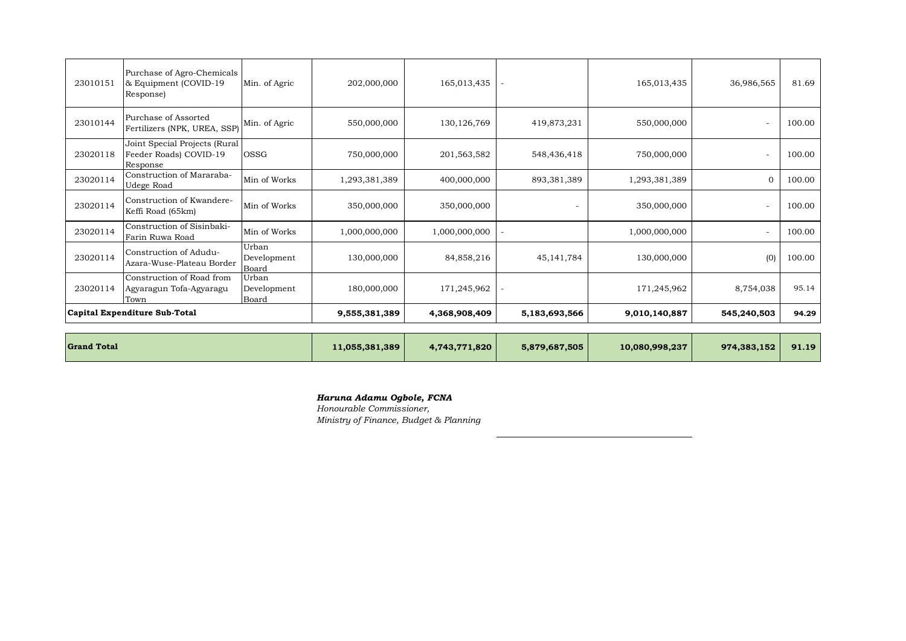| | | | | | | | | |
|---|---|---|---|---|---|---|---|---|
| 23010151 | Purchase of Agro-Chemicals & Equipment (COVID-19 Response) | Min. of Agric | 202,000,000 | 165,013,435 | - | 165,013,435 | 36,986,565 | 81.69 |
| 23010144 | Purchase of Assorted Fertilizers (NPK, UREA, SSP) | Min. of Agric | 550,000,000 | 130,126,769 | 419,873,231 | 550,000,000 | - | 100.00 |
| 23020118 | Joint Special Projects (Rural Feeder Roads) COVID-19 Response | OSSG | 750,000,000 | 201,563,582 | 548,436,418 | 750,000,000 | - | 100.00 |
| 23020114 | Construction of Mararaba-Udege Road | Min of Works | 1,293,381,389 | 400,000,000 | 893,381,389 | 1,293,381,389 | 0 | 100.00 |
| 23020114 | Construction of Kwandere-Keffi Road (65km) | Min of Works | 350,000,000 | 350,000,000 | - | 350,000,000 | - | 100.00 |
| 23020114 | Construction of Sisinbaki-Farin Ruwa Road | Min of Works | 1,000,000,000 | 1,000,000,000 | - | 1,000,000,000 | - | 100.00 |
| 23020114 | Construction of Adudu-Azara-Wuse-Plateau Border | Urban Development Board | 130,000,000 | 84,858,216 | 45,141,784 | 130,000,000 | (0) | 100.00 |
| 23020114 | Construction of Road from Agyaragun Tofa-Agyaragu Town | Urban Development Board | 180,000,000 | 171,245,962 | - | 171,245,962 | 8,754,038 | 95.14 |
| **Capital Expenditure Sub-Total** | | | **9,555,381,389** | **4,368,908,409** | **5,183,693,566** | **9,010,140,887** | **545,240,503** | **94.29** |
| **Grand Total** | | | **11,055,381,389** | **4,743,771,820** | **5,879,687,505** | **10,080,998,237** | **974,383,152** | **91.19** |

***Haruna Adamu Ogbole, FCNA***
*Honourable Commissioner,*
*Ministry of Finance, Budget & Planning*